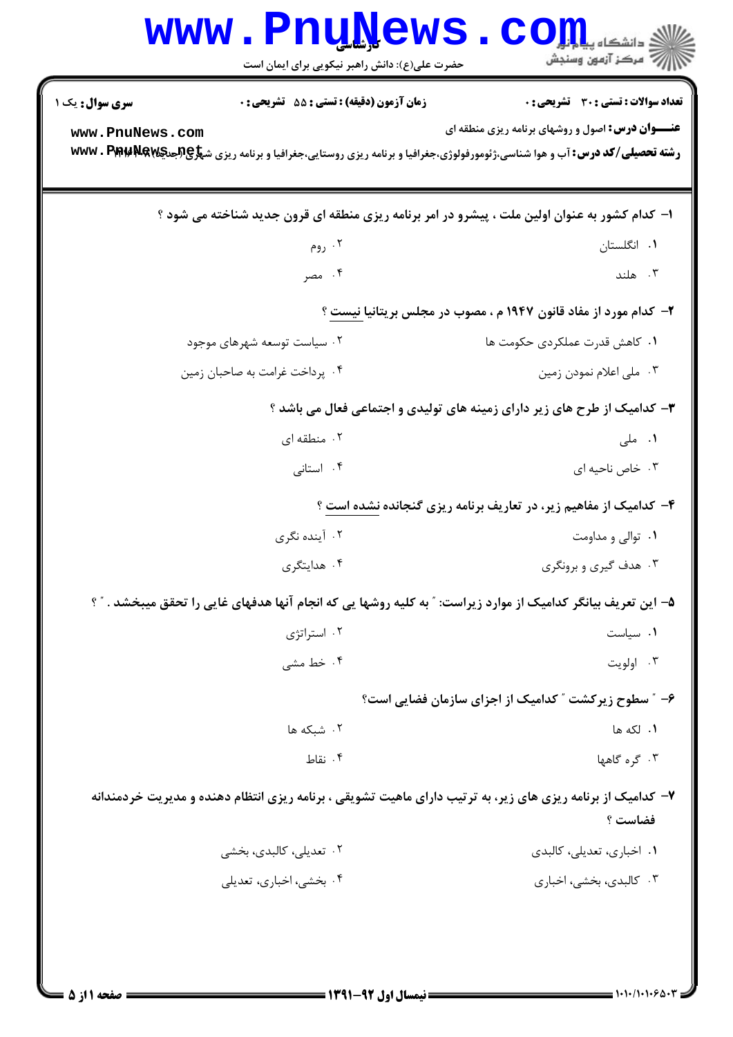**سری سوال:** یک ۱

**زمان آزمون (دقیقه) : تستی : ۵۵ تشریحی : ۰**

**تعداد سوالات : تستی : ۳۰ تشریحی : ۰**

**عنـــوان درس:** اصول و روشهای برنامه ریزی منطقه ای

**رشته تحصیلی/کد درس:** آب و هوا شناسی،ژئومورفولوژی،جغرافیا و برنامه ریزی روستایی،جغرافیا و برنامه ریزی شهری(جدید) ۱۲۱۶۳۱۲

۱- کدام کشور به عنوان اولین ملت ، پیشرو در امر برنامه ریزی منطقه ای قرون جدید شناخته می شود ؟

۱. انگلستان
۲. روم
۳. هلند
۴. مصر

۲- کدام مورد از مفاد قانون ۱۹۴۷ م ، مصوب در مجلس بریتانیا نیست ؟

۱. کاهش قدرت عملکردی حکومت ها
۲. سیاست توسعه شهرهای موجود
۳. ملی اعلام نمودن زمین
۴. پرداخت غرامت به صاحبان زمین

۳- کدامیک از طرح های زیر دارای زمینه های تولیدی و اجتماعی فعال می باشد ؟

۱. ملی
۲. منطقه ای
۳. خاص ناحیه ای
۴. استانی

۴- کدامیک از مفاهیم زیر، در تعاریف برنامه ریزی گنجانده نشده است ؟

۱. توالی و مداومت
۲. آینده نگری
۳. هدف گیری و برونگری
۴. هدایتگری

۵- این تعریف بیانگر کدامیک از موارد زیراست: " به کلیه روشها یی که انجام آنها هدفهای غایی را تحقق میبخشد . " ؟

۱. سیاست
۲. استراتژی
۳. اولویت
۴. خط مشی

۶- " سطوح زیرکشت " کدامیک از اجزای سازمان فضایی است؟

۱. لکه ها
۲. شبکه ها
۳. گره گاهها
۴. نقاط

۷- کدامیک از برنامه ریزی های زیر، به ترتیب دارای ماهیت تشویقی ، برنامه ریزی انتظام دهنده و مدیریت خردمندانه فضاست ؟

۱. اخباری، تعدیلی، کالبدی
۲. تعدیلی، کالبدی، بخشی
۳. کالبدی، بخشی، اخباری
۴. بخشی، اخباری، تعدیلی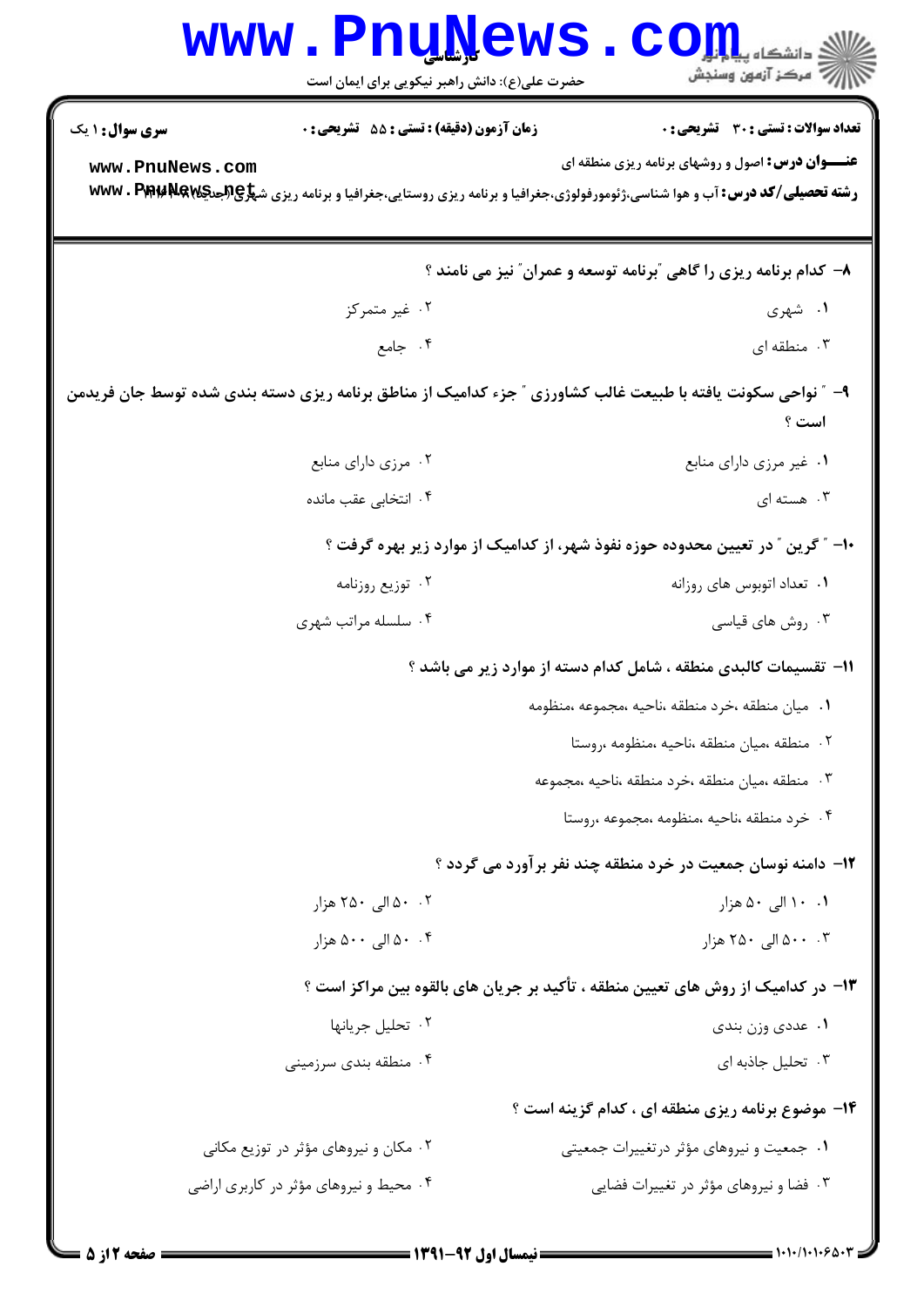۸- کدام برنامه ریزی را گاهی "برنامه توسعه و عمران" نیز می نامند ؟

۱. شهری
۲. غیر متمرکز
۳. منطقه ای
۴. جامع

۹- " نواحی سکونت یافته با طبیعت غالب کشاورزی " جزء کدامیک از مناطق برنامه ریزی دسته بندی شده توسط جان فریدمن است ؟

۱. غیر مرزی دارای منابع
۲. مرزی دارای منابع
۳. هسته ای
۴. انتخابی عقب مانده

۱۰- " گرین " در تعیین محدوده حوزه نفوذ شهر، از کدامیک از موارد زیر بهره گرفت ؟

۱. تعداد اتوبوس های روزانه
۲. توزیع روزنامه
۳. روش های قیاسی
۴. سلسله مراتب شهری

۱۱- تقسیمات کالبدی منطقه ، شامل کدام دسته از موارد زیر می باشد ؟

۱. میان منطقه ،خرد منطقه ،ناحیه ،مجموعه ،منظومه
۲. منطقه ،میان منطقه ،ناحیه ،منظومه ،روستا
۳. منطقه ،میان منطقه ،خرد منطقه ،ناحیه ،مجموعه
۴. خرد منطقه ،ناحیه ،منظومه ،مجموعه ،روستا

۱۲- دامنه نوسان جمعیت در خرد منطقه چند نفر برآورد می گردد ؟

۱. ۱۰ الی ۵۰ هزار
۲. ۵۰ الی ۲۵۰ هزار
۳. ۵۰۰ الی ۲۵۰ هزار
۴. ۵۰ الی ۵۰۰ هزار

۱۳- در کدامیک از روش های تعیین منطقه ، تأکید بر جریان های بالقوه بین مراکز است ؟

۱. عددی وزن بندی
۲. تحلیل جریانها
۳. تحلیل جاذبه ای
۴. منطقه بندی سرزمینی

۱۴- موضوع برنامه ریزی منطقه ای ، کدام گزینه است ؟

۱. جمعیت و نیروهای مؤثر درتغییرات جمعیتی
۲. مکان و نیروهای مؤثر در توزیع مکانی
۳. فضا و نیروهای مؤثر در تغییرات فضایی
۴. محیط و نیروهای مؤثر در کاربری اراضی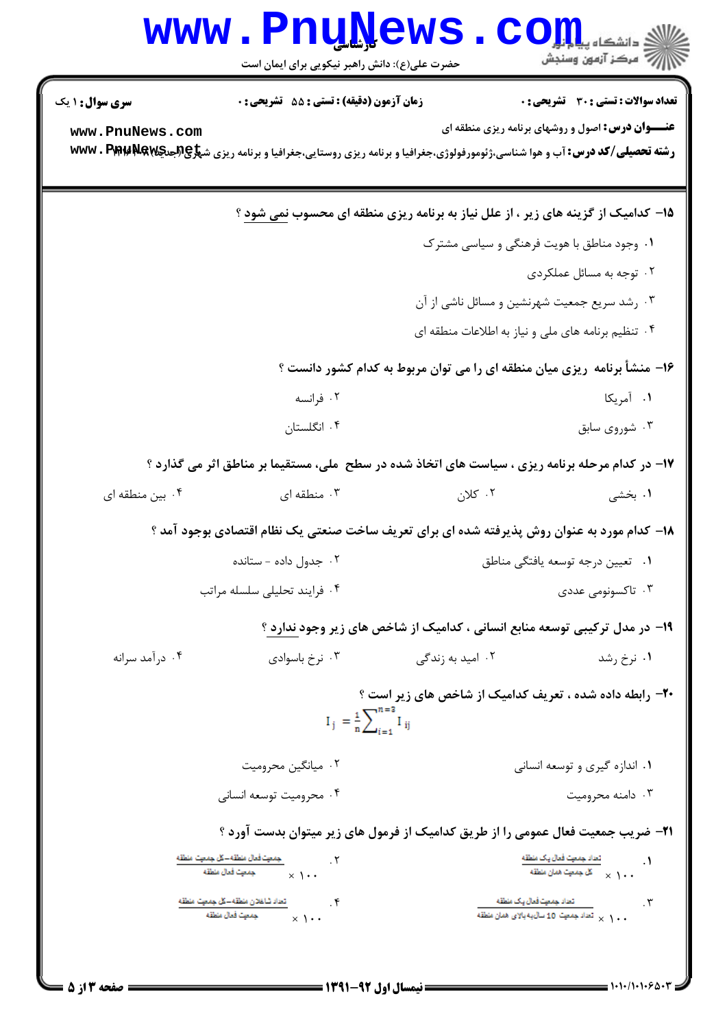**سری سوال:** ۱ یک | **زمان آزمون (دقیقه) : تستی :** ۵۵ **تشریحی :** ۰ | **تعداد سوالات : تستی :** ۳۰ **تشریحی :** ۰

**عنـــوان درس:** اصول و روشهای برنامه ریزی منطقه ای

**رشته تحصیلی/کد درس:** آب و هوا شناسی،ژئومورفولوژی،جغرافیا و برنامه ریزی روستایی،جغرافیا و برنامه ریزی شهری (جدید) ۱۲۱۶۳۰۳

۱۵- کدامیک از گزینه های زیر ، از علل نیاز به برنامه ریزی منطقه ای محسوب نمی شود ؟

۱. وجود مناطق با هویت فرهنگی و سیاسی مشترک

۲. توجه به مسائل عملکردی

۳. رشد سریع جمعیت شهرنشین و مسائل ناشی از آن

۴. تنظیم برنامه های ملی و نیاز به اطلاعات منطقه ای

۱۶- منشأ برنامه ریزی میان منطقه ای را می توان مربوط به کدام کشور دانست ؟

۱. آمریکا

۲. فرانسه

۳. شوروی سابق

۴. انگلستان

۱۷- در کدام مرحله برنامه ریزی ، سیاست های اتخاذ شده در سطح ملی، مستقیما بر مناطق اثر می گذارد ؟

۱. بخشی

۲. کلان

۳. منطقه ای

۴. بین منطقه ای

۱۸- کدام مورد به عنوان روش پذیرفته شده ای برای تعریف ساخت صنعتی یک نظام اقتصادی بوجود آمد ؟

۱. تعیین درجه توسعه یافتگی مناطق

۲. جدول داده - ستانده

۳. تاکسونومی عددی

۴. فرایند تحلیلی سلسله مراتب

۱۹- در مدل ترکیبی توسعه منابع انسانی ، کدامیک از شاخص های زیر وجود ندارد ؟

۱. نرخ رشد

۲. امید به زندگی

۳. نرخ باسوادی

۴. درآمد سرانه

۲۰- رابطه داده شده ، تعریف کدامیک از شاخص های زیر است ؟

$$I_j = \frac{1}{n}\sum_{i=1}^{n=3} I_{ij}$$

۱. اندازه گیری و توسعه انسانی

۲. میانگین محرومیت

۳. دامنه محرومیت

۴. محرومیت توسعه انسانی

۲۱- ضریب جمعیت فعال عمومی را از طریق کدامیک از فرمول های زیر میتوان بدست آورد ؟

۱. $\dfrac{\text{تعداد جمعیت فعال یک منطقه}}{\text{کل جمعیت همان منطقه}} \times 100$

۲. $\dfrac{\text{جمعیت فعال منطقه} - \text{کل جمعیت منطقه}}{\text{جمعیت فعال منطقه}} \times 100$

۳. $\dfrac{\text{تعداد جمعیت فعال یک منطقه}}{\text{تعداد جمعیت 10 سال به بالای همان منطقه}} \times 100$

۴. $\dfrac{\text{تعداد شاغلان منطقه} - \text{کل جمعیت منطقه}}{\text{جمعیت فعال منطقه}} \times 100$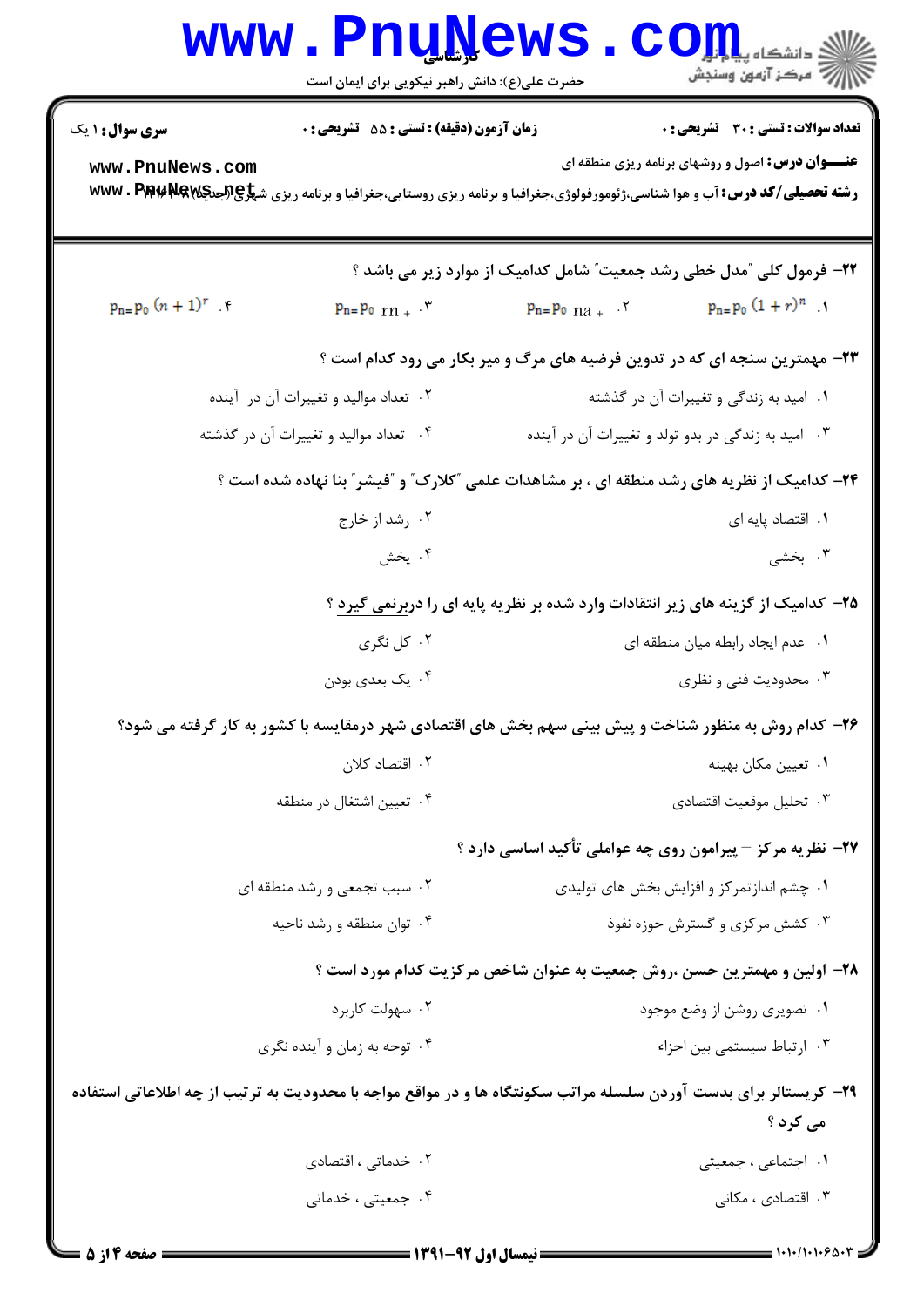۲۲- فرمول کلی "مدل خطی رشد جمعیت" شامل کدامیک از موارد زیر می باشد ؟

۱. $P_n = P_0 (1+r)^n$

۲. $P_n = P_0 \; na_+$

۳. $P_n = P_0 \; rn_+$

۴. $P_n = P_0 (n+1)^r$

۲۳- مهمترین سنجه ای که در تدوین فرضیه های مرگ و میر بکار می رود کدام است ؟

۱. امید به زندگی و تغییرات آن در گذشته

۲. تعداد موالید و تغییرات آن در آینده

۳. امید به زندگی در بدو تولد و تغییرات آن در آینده

۴. تعداد موالید و تغییرات آن در گذشته

۲۴- کدامیک از نظریه های رشد منطقه ای ، بر مشاهدات علمی "کلارک" و "فیشر" بنا نهاده شده است ؟

۱. اقتصاد پایه ای

۲. رشد از خارج

۳. بخشی

۴. پخش

۲۵- کدامیک از گزینه های زیر انتقادات وارد شده بر نظریه پایه ای را دربرنمی گیرد ؟

۱. عدم ایجاد رابطه میان منطقه ای

۲. کل نگری

۳. محدودیت فنی و نظری

۴. یک بعدی بودن

۲۶- کدام روش به منظور شناخت و پیش بینی سهم بخش های اقتصادی شهر درمقایسه با کشور به کار گرفته می شود؟

۱. تعیین مکان بهینه

۲. اقتصاد کلان

۳. تحلیل موقعیت اقتصادی

۴. تعیین اشتغال در منطقه

۲۷- نظریه مرکز – پیرامون روی چه عواملی تأکید اساسی دارد ؟

۱. چشم اندازتمرکز و افزایش بخش های تولیدی

۲. سبب تجمعی و رشد منطقه ای

۳. کشش مرکزی و گسترش حوزه نفوذ

۴. توان منطقه و رشد ناحیه

۲۸- اولین و مهمترین حسن ،روش جمعیت به عنوان شاخص مرکزیت کدام مورد است ؟

۱. تصویری روشن از وضع موجود

۲. سهولت کاربرد

۳. ارتباط سیستمی بین اجزاء

۴. توجه به زمان و آینده نگری

۲۹- کریستالر برای بدست آوردن سلسله مراتب سکونتگاه ها و در مواقع مواجه با محدودیت به ترتیب از چه اطلاعاتی استفاده می کرد ؟

۱. اجتماعی ، جمعیتی

۲. خدماتی ، اقتصادی

۳. اقتصادی ، مکانی

۴. جمعیتی ، خدماتی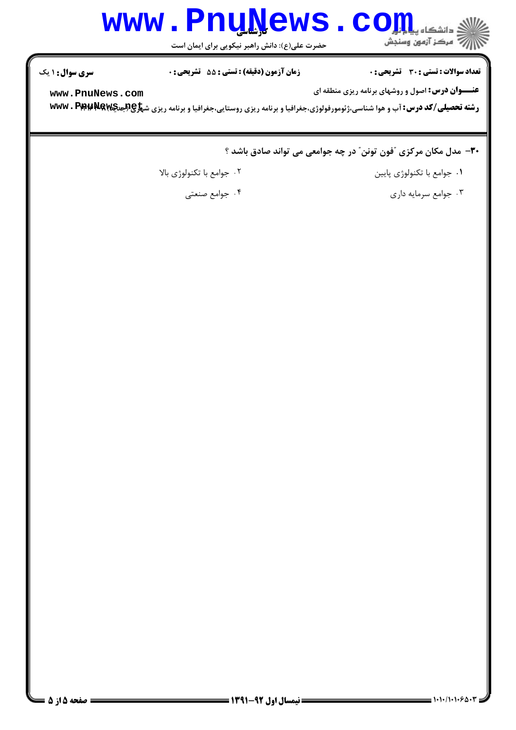**۳۰- مدل مکان مرکزی "فون تونن" در چه جوامعی می تواند صادق باشد ؟**

۱. جوامع با تکنولوژی پایین

۲. جوامع با تکنولوژی بالا

۳. جوامع سرمایه داری

۴. جوامع صنعتی